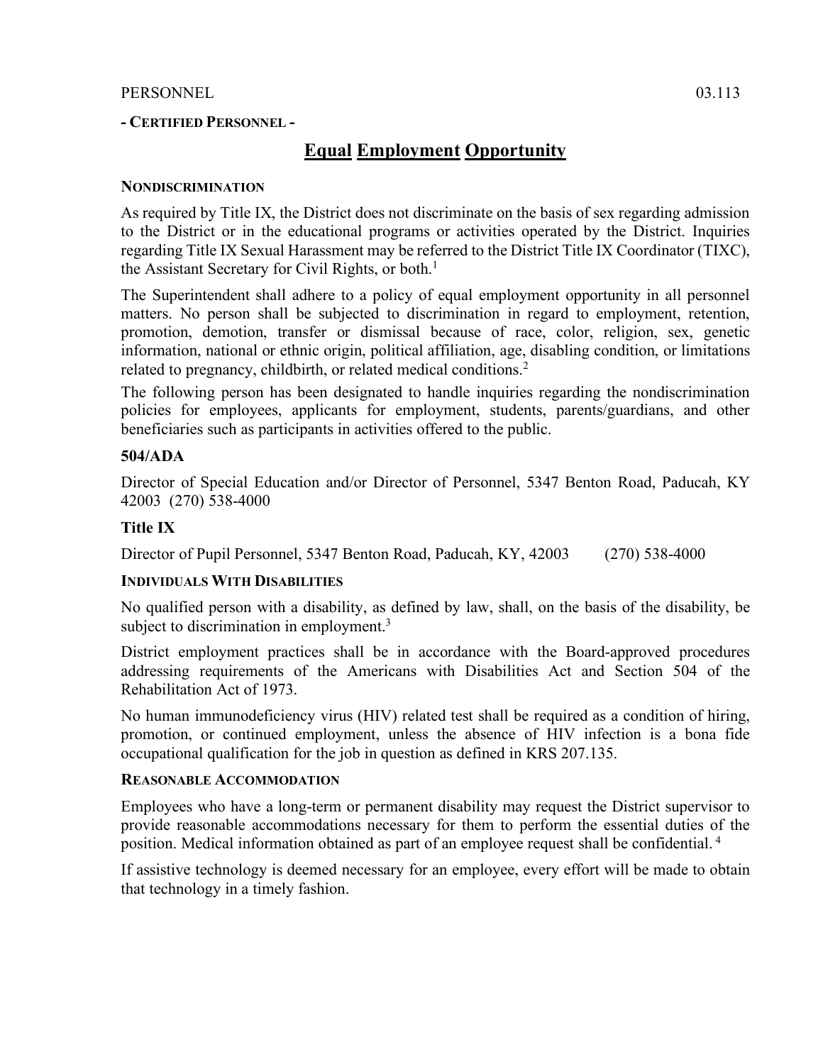PERSONNEL 03.113

**- CERTIFIED PERSONNEL -**

# Equal Employment Opportunity

#### NONDISCRIMINATION

As required by Title IX, the District does not discriminate on the basis of sex regarding admission to the District or in the educational programs or activities operated by the District. Inquiries regarding Title IX Sexual Harassment may be referred to the District Title IX Coordinator (TIXC), the Assistant Secretary for Civil Rights, or both.[1]

The Superintendent shall adhere to a policy of equal employment opportunity in all personnel matters. No person shall be subjected to discrimination in regard to employment, retention, promotion, demotion, transfer or dismissal because of race, color, religion, sex, genetic information, national or ethnic origin, political affiliation, age, disabling condition, or limitations related to pregnancy, childbirth, or related medical conditions.[2]

The following person has been designated to handle inquiries regarding the nondiscrimination policies for employees, applicants for employment, students, parents/guardians, and other beneficiaries such as participants in activities offered to the public.

### 504/ADA

Director of Special Education and/or Director of Personnel, 5347 Benton Road, Paducah, KY 42003 (270) 538-4000

### Title IX

Director of Pupil Personnel, 5347 Benton Road, Paducah, KY, 42003 (270) 538-4000

#### INDIVIDUALS WITH DISABILITIES

No qualified person with a disability, as defined by law, shall, on the basis of the disability, be subject to discrimination in employment.[3]

District employment practices shall be in accordance with the Board-approved procedures addressing requirements of the Americans with Disabilities Act and Section 504 of the Rehabilitation Act of 1973.

No human immunodeficiency virus (HIV) related test shall be required as a condition of hiring, promotion, or continued employment, unless the absence of HIV infection is a bona fide occupational qualification for the job in question as defined in KRS 207.135.

#### REASONABLE ACCOMMODATION

Employees who have a long-term or permanent disability may request the District supervisor to provide reasonable accommodations necessary for them to perform the essential duties of the position. Medical information obtained as part of an employee request shall be confidential.[4]

If assistive technology is deemed necessary for an employee, every effort will be made to obtain that technology in a timely fashion.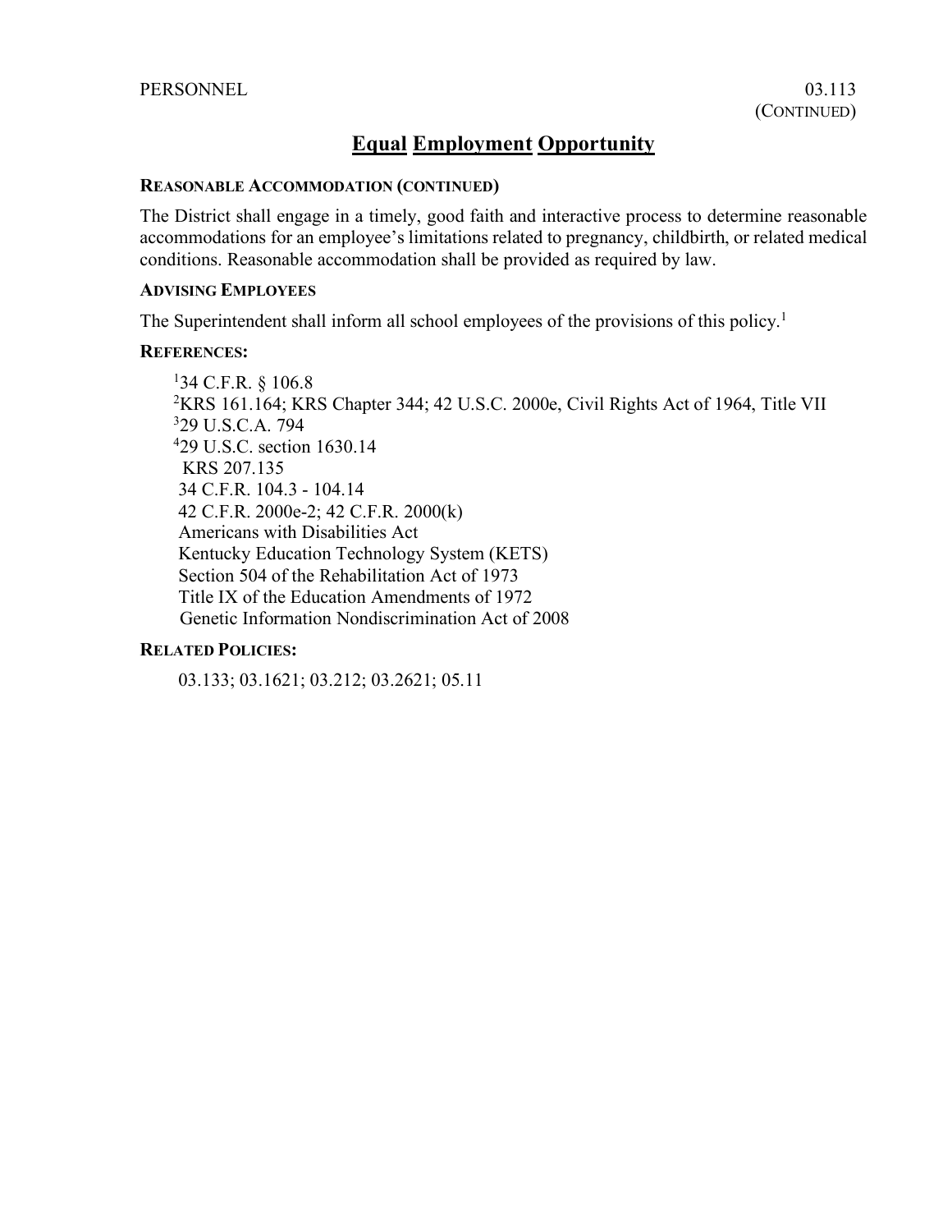# Equal Employment Opportunity

**REASONABLE ACCOMMODATION (CONTINUED)**

The District shall engage in a timely, good faith and interactive process to determine reasonable accommodations for an employee's limitations related to pregnancy, childbirth, or related medical conditions. Reasonable accommodation shall be provided as required by law.

**ADVISING EMPLOYEES**

The Superintendent shall inform all school employees of the provisions of this policy.[1]

**REFERENCES:**

[1]34 C.F.R. § 106.8
[2]KRS 161.164; KRS Chapter 344; 42 U.S.C. 2000e, Civil Rights Act of 1964, Title VII
[3]29 U.S.C.A. 794
[4]29 U.S.C. section 1630.14
KRS 207.135
34 C.F.R. 104.3 - 104.14
42 C.F.R. 2000e-2; 42 C.F.R. 2000(k)
Americans with Disabilities Act
Kentucky Education Technology System (KETS)
Section 504 of the Rehabilitation Act of 1973
Title IX of the Education Amendments of 1972
Genetic Information Nondiscrimination Act of 2008

**RELATED POLICIES:**

03.133; 03.1621; 03.212; 03.2621; 05.11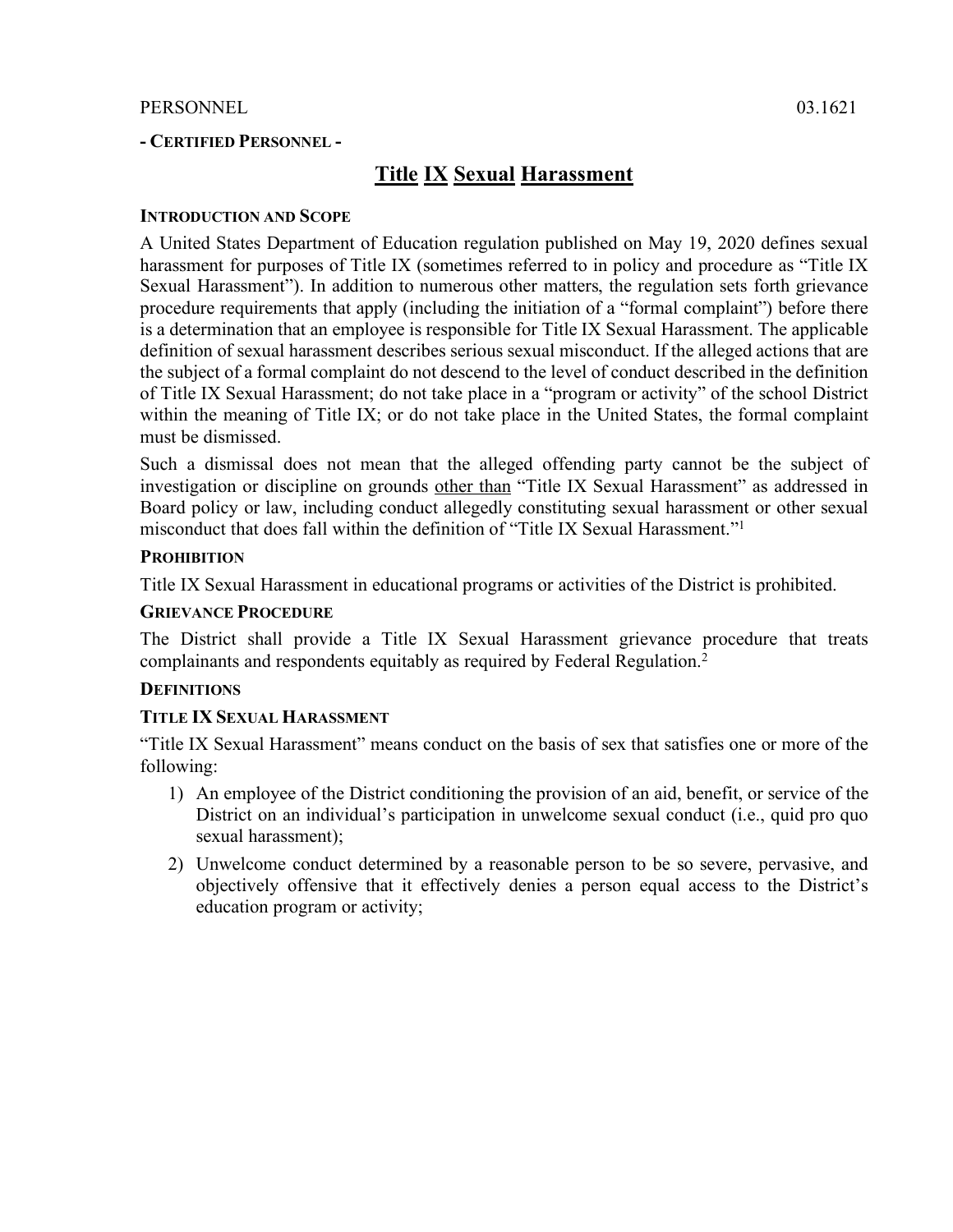PERSONNEL 03.1621

**- CERTIFIED PERSONNEL -**

# Title IX Sexual Harassment

**INTRODUCTION AND SCOPE**

A United States Department of Education regulation published on May 19, 2020 defines sexual harassment for purposes of Title IX (sometimes referred to in policy and procedure as "Title IX Sexual Harassment"). In addition to numerous other matters, the regulation sets forth grievance procedure requirements that apply (including the initiation of a "formal complaint") before there is a determination that an employee is responsible for Title IX Sexual Harassment. The applicable definition of sexual harassment describes serious sexual misconduct. If the alleged actions that are the subject of a formal complaint do not descend to the level of conduct described in the definition of Title IX Sexual Harassment; do not take place in a "program or activity" of the school District within the meaning of Title IX; or do not take place in the United States, the formal complaint must be dismissed.

Such a dismissal does not mean that the alleged offending party cannot be the subject of investigation or discipline on grounds other than "Title IX Sexual Harassment" as addressed in Board policy or law, including conduct allegedly constituting sexual harassment or other sexual misconduct that does fall within the definition of "Title IX Sexual Harassment."[1]

**PROHIBITION**

Title IX Sexual Harassment in educational programs or activities of the District is prohibited.

**GRIEVANCE PROCEDURE**

The District shall provide a Title IX Sexual Harassment grievance procedure that treats complainants and respondents equitably as required by Federal Regulation.[2]

**DEFINITIONS**

**TITLE IX SEXUAL HARASSMENT**

"Title IX Sexual Harassment" means conduct on the basis of sex that satisfies one or more of the following:

1) An employee of the District conditioning the provision of an aid, benefit, or service of the District on an individual's participation in unwelcome sexual conduct (i.e., quid pro quo sexual harassment);
2) Unwelcome conduct determined by a reasonable person to be so severe, pervasive, and objectively offensive that it effectively denies a person equal access to the District's education program or activity;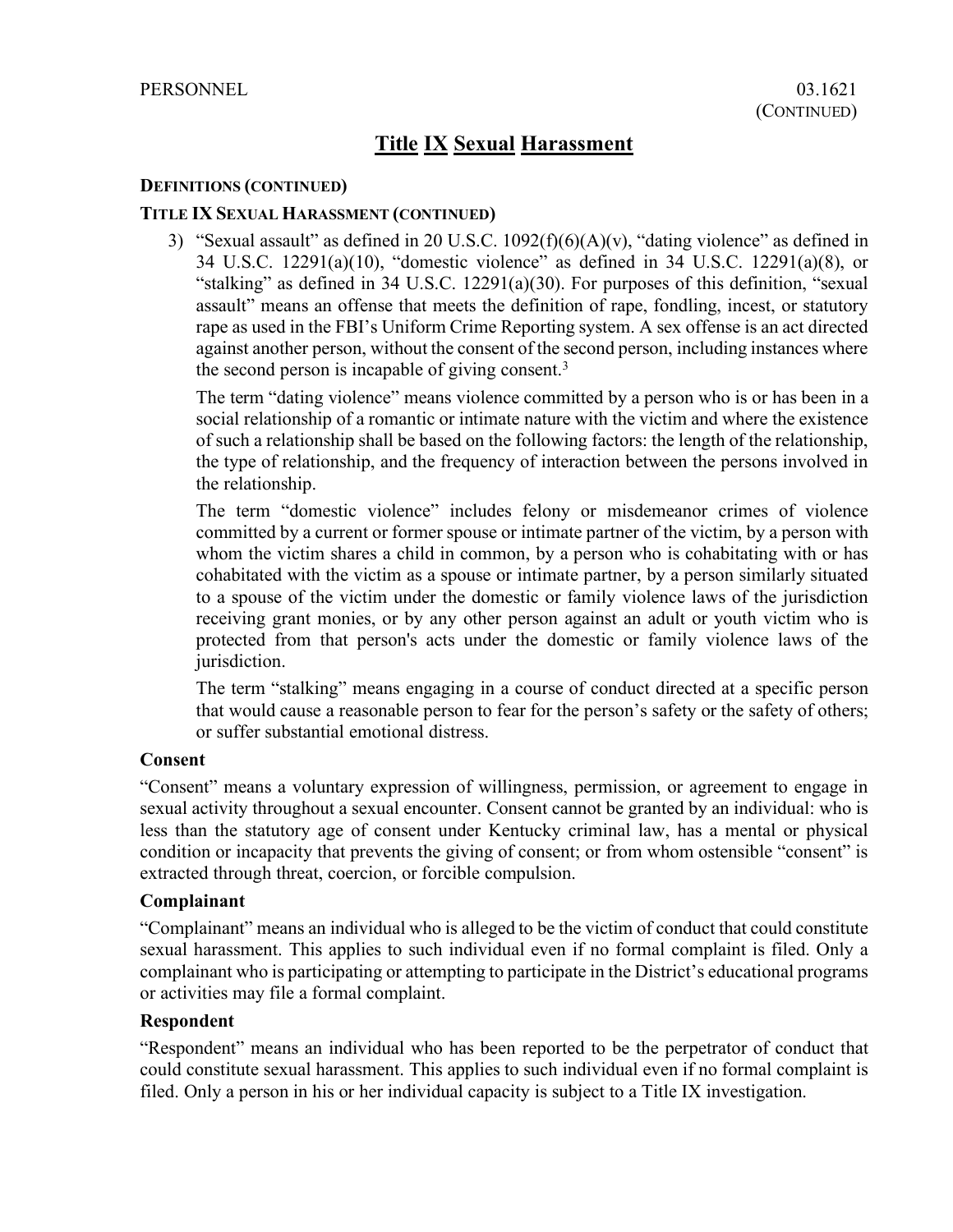# Title IX Sexual Harassment

**DEFINITIONS (CONTINUED)**

**TITLE IX SEXUAL HARASSMENT (CONTINUED)**

3) "Sexual assault" as defined in 20 U.S.C. 1092(f)(6)(A)(v), "dating violence" as defined in 34 U.S.C. 12291(a)(10), "domestic violence" as defined in 34 U.S.C. 12291(a)(8), or "stalking" as defined in 34 U.S.C. 12291(a)(30). For purposes of this definition, "sexual assault" means an offense that meets the definition of rape, fondling, incest, or statutory rape as used in the FBI's Uniform Crime Reporting system. A sex offense is an act directed against another person, without the consent of the second person, including instances where the second person is incapable of giving consent.[3]

   The term "dating violence" means violence committed by a person who is or has been in a social relationship of a romantic or intimate nature with the victim and where the existence of such a relationship shall be based on the following factors: the length of the relationship, the type of relationship, and the frequency of interaction between the persons involved in the relationship.

   The term "domestic violence" includes felony or misdemeanor crimes of violence committed by a current or former spouse or intimate partner of the victim, by a person with whom the victim shares a child in common, by a person who is cohabitating with or has cohabitated with the victim as a spouse or intimate partner, by a person similarly situated to a spouse of the victim under the domestic or family violence laws of the jurisdiction receiving grant monies, or by any other person against an adult or youth victim who is protected from that person's acts under the domestic or family violence laws of the jurisdiction.

   The term "stalking" means engaging in a course of conduct directed at a specific person that would cause a reasonable person to fear for the person's safety or the safety of others; or suffer substantial emotional distress.

### Consent

"Consent" means a voluntary expression of willingness, permission, or agreement to engage in sexual activity throughout a sexual encounter. Consent cannot be granted by an individual: who is less than the statutory age of consent under Kentucky criminal law, has a mental or physical condition or incapacity that prevents the giving of consent; or from whom ostensible "consent" is extracted through threat, coercion, or forcible compulsion.

### Complainant

"Complainant" means an individual who is alleged to be the victim of conduct that could constitute sexual harassment. This applies to such individual even if no formal complaint is filed. Only a complainant who is participating or attempting to participate in the District's educational programs or activities may file a formal complaint.

### Respondent

"Respondent" means an individual who has been reported to be the perpetrator of conduct that could constitute sexual harassment. This applies to such individual even if no formal complaint is filed. Only a person in his or her individual capacity is subject to a Title IX investigation.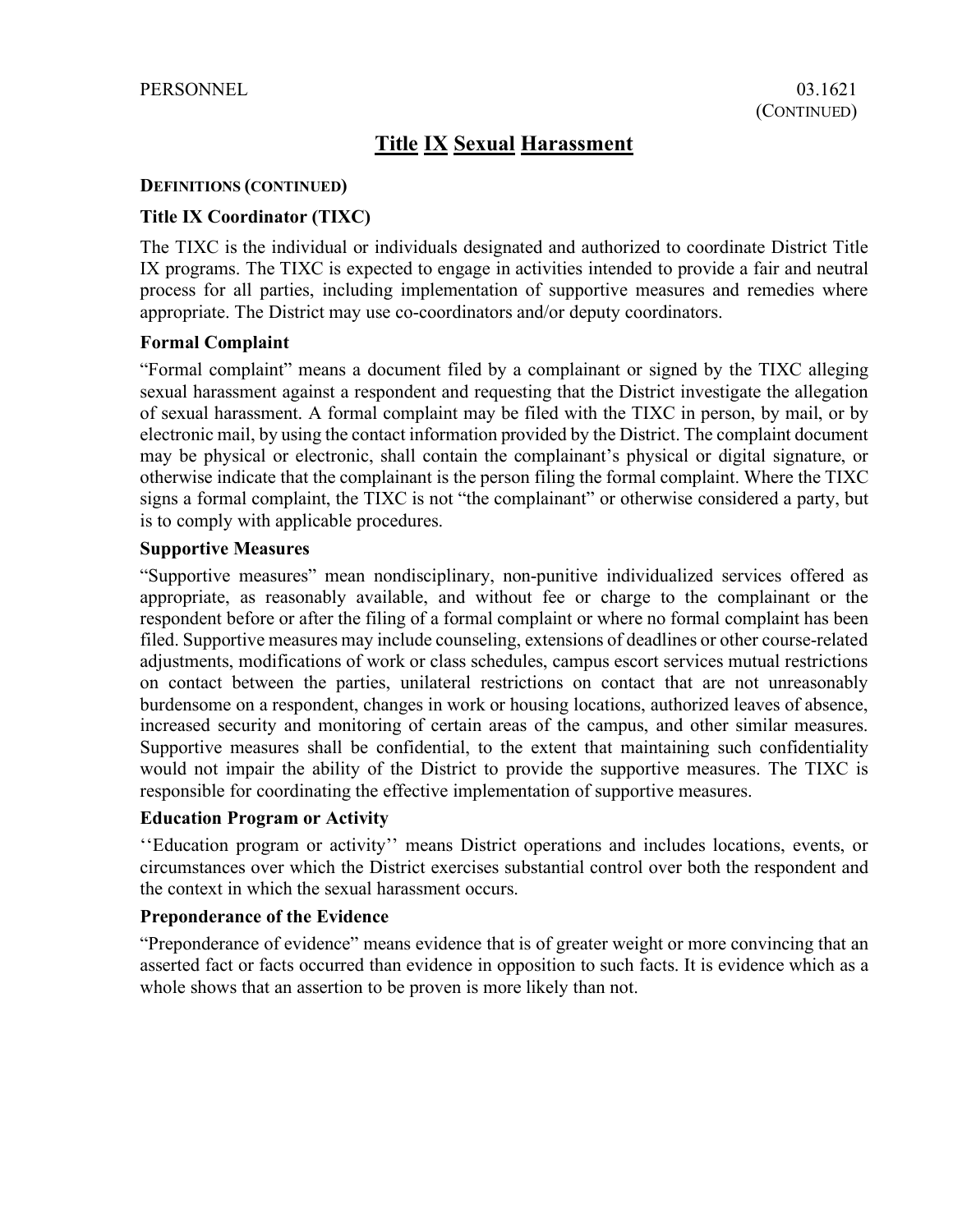## Title IX Sexual Harassment

**DEFINITIONS (CONTINUED)**

### Title IX Coordinator (TIXC)

The TIXC is the individual or individuals designated and authorized to coordinate District Title IX programs. The TIXC is expected to engage in activities intended to provide a fair and neutral process for all parties, including implementation of supportive measures and remedies where appropriate. The District may use co-coordinators and/or deputy coordinators.

### Formal Complaint

"Formal complaint" means a document filed by a complainant or signed by the TIXC alleging sexual harassment against a respondent and requesting that the District investigate the allegation of sexual harassment. A formal complaint may be filed with the TIXC in person, by mail, or by electronic mail, by using the contact information provided by the District. The complaint document may be physical or electronic, shall contain the complainant's physical or digital signature, or otherwise indicate that the complainant is the person filing the formal complaint. Where the TIXC signs a formal complaint, the TIXC is not "the complainant" or otherwise considered a party, but is to comply with applicable procedures.

### Supportive Measures

"Supportive measures" mean nondisciplinary, non-punitive individualized services offered as appropriate, as reasonably available, and without fee or charge to the complainant or the respondent before or after the filing of a formal complaint or where no formal complaint has been filed. Supportive measures may include counseling, extensions of deadlines or other course-related adjustments, modifications of work or class schedules, campus escort services mutual restrictions on contact between the parties, unilateral restrictions on contact that are not unreasonably burdensome on a respondent, changes in work or housing locations, authorized leaves of absence, increased security and monitoring of certain areas of the campus, and other similar measures. Supportive measures shall be confidential, to the extent that maintaining such confidentiality would not impair the ability of the District to provide the supportive measures. The TIXC is responsible for coordinating the effective implementation of supportive measures.

### Education Program or Activity

''Education program or activity'' means District operations and includes locations, events, or circumstances over which the District exercises substantial control over both the respondent and the context in which the sexual harassment occurs.

### Preponderance of the Evidence

"Preponderance of evidence" means evidence that is of greater weight or more convincing that an asserted fact or facts occurred than evidence in opposition to such facts. It is evidence which as a whole shows that an assertion to be proven is more likely than not.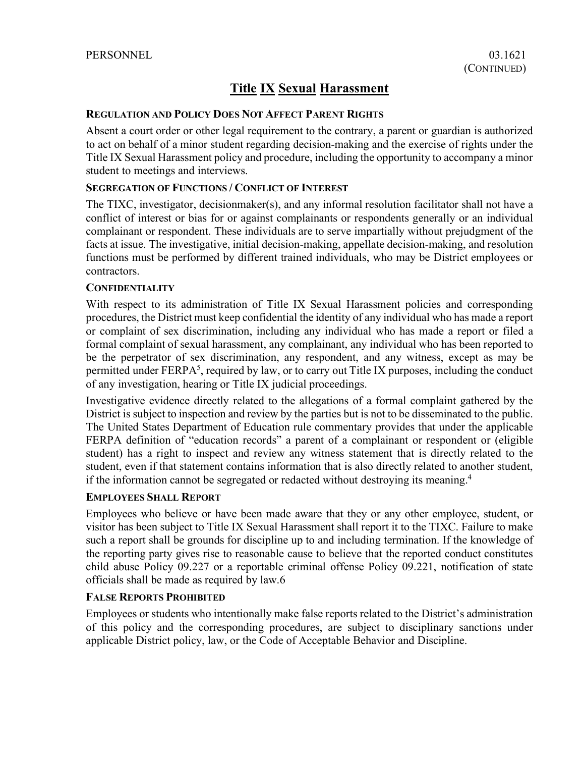# Title IX Sexual Harassment

### Regulation and Policy Does Not Affect Parent Rights

Absent a court order or other legal requirement to the contrary, a parent or guardian is authorized to act on behalf of a minor student regarding decision-making and the exercise of rights under the Title IX Sexual Harassment policy and procedure, including the opportunity to accompany a minor student to meetings and interviews.

### Segregation of Functions / Conflict of Interest

The TIXC, investigator, decisionmaker(s), and any informal resolution facilitator shall not have a conflict of interest or bias for or against complainants or respondents generally or an individual complainant or respondent. These individuals are to serve impartially without prejudgment of the facts at issue. The investigative, initial decision-making, appellate decision-making, and resolution functions must be performed by different trained individuals, who may be District employees or contractors.

### Confidentiality

With respect to its administration of Title IX Sexual Harassment policies and corresponding procedures, the District must keep confidential the identity of any individual who has made a report or complaint of sex discrimination, including any individual who has made a report or filed a formal complaint of sexual harassment, any complainant, any individual who has been reported to be the perpetrator of sex discrimination, any respondent, and any witness, except as may be permitted under FERPA[5], required by law, or to carry out Title IX purposes, including the conduct of any investigation, hearing or Title IX judicial proceedings.

Investigative evidence directly related to the allegations of a formal complaint gathered by the District is subject to inspection and review by the parties but is not to be disseminated to the public. The United States Department of Education rule commentary provides that under the applicable FERPA definition of "education records" a parent of a complainant or respondent or (eligible student) has a right to inspect and review any witness statement that is directly related to the student, even if that statement contains information that is also directly related to another student, if the information cannot be segregated or redacted without destroying its meaning.[4]

### Employees Shall Report

Employees who believe or have been made aware that they or any other employee, student, or visitor has been subject to Title IX Sexual Harassment shall report it to the TIXC. Failure to make such a report shall be grounds for discipline up to and including termination. If the knowledge of the reporting party gives rise to reasonable cause to believe that the reported conduct constitutes child abuse Policy 09.227 or a reportable criminal offense Policy 09.221, notification of state officials shall be made as required by law.6

### False Reports Prohibited

Employees or students who intentionally make false reports related to the District's administration of this policy and the corresponding procedures, are subject to disciplinary sanctions under applicable District policy, law, or the Code of Acceptable Behavior and Discipline.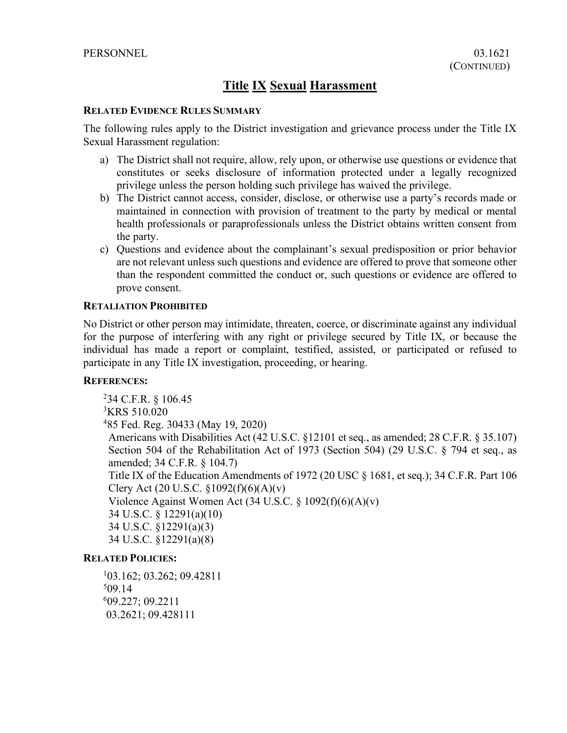## Title IX Sexual Harassment

**RELATED EVIDENCE RULES SUMMARY**

The following rules apply to the District investigation and grievance process under the Title IX Sexual Harassment regulation:

a) The District shall not require, allow, rely upon, or otherwise use questions or evidence that constitutes or seeks disclosure of information protected under a legally recognized privilege unless the person holding such privilege has waived the privilege.
b) The District cannot access, consider, disclose, or otherwise use a party's records made or maintained in connection with provision of treatment to the party by medical or mental health professionals or paraprofessionals unless the District obtains written consent from the party.
c) Questions and evidence about the complainant's sexual predisposition or prior behavior are not relevant unless such questions and evidence are offered to prove that someone other than the respondent committed the conduct or, such questions or evidence are offered to prove consent.

**RETALIATION PROHIBITED**

No District or other person may intimidate, threaten, coerce, or discriminate against any individual for the purpose of interfering with any right or privilege secured by Title IX, or because the individual has made a report or complaint, testified, assisted, or participated or refused to participate in any Title IX investigation, proceeding, or hearing.

**REFERENCES:**

[2]34 C.F.R. § 106.45
[3]KRS 510.020
[4]85 Fed. Reg. 30433 (May 19, 2020)
Americans with Disabilities Act (42 U.S.C. §12101 et seq., as amended; 28 C.F.R. § 35.107)
Section 504 of the Rehabilitation Act of 1973 (Section 504) (29 U.S.C. § 794 et seq., as amended; 34 C.F.R. § 104.7)
Title IX of the Education Amendments of 1972 (20 USC § 1681, et seq.); 34 C.F.R. Part 106
Clery Act (20 U.S.C. §1092(f)(6)(A)(v)
Violence Against Women Act (34 U.S.C. § 1092(f)(6)(A)(v)
34 U.S.C. § 12291(a)(10)
34 U.S.C. §12291(a)(3)
34 U.S.C. §12291(a)(8)

**RELATED POLICIES:**

[1]03.162; 03.262; 09.42811
[5]09.14
[6]09.227; 09.2211
03.2621; 09.428111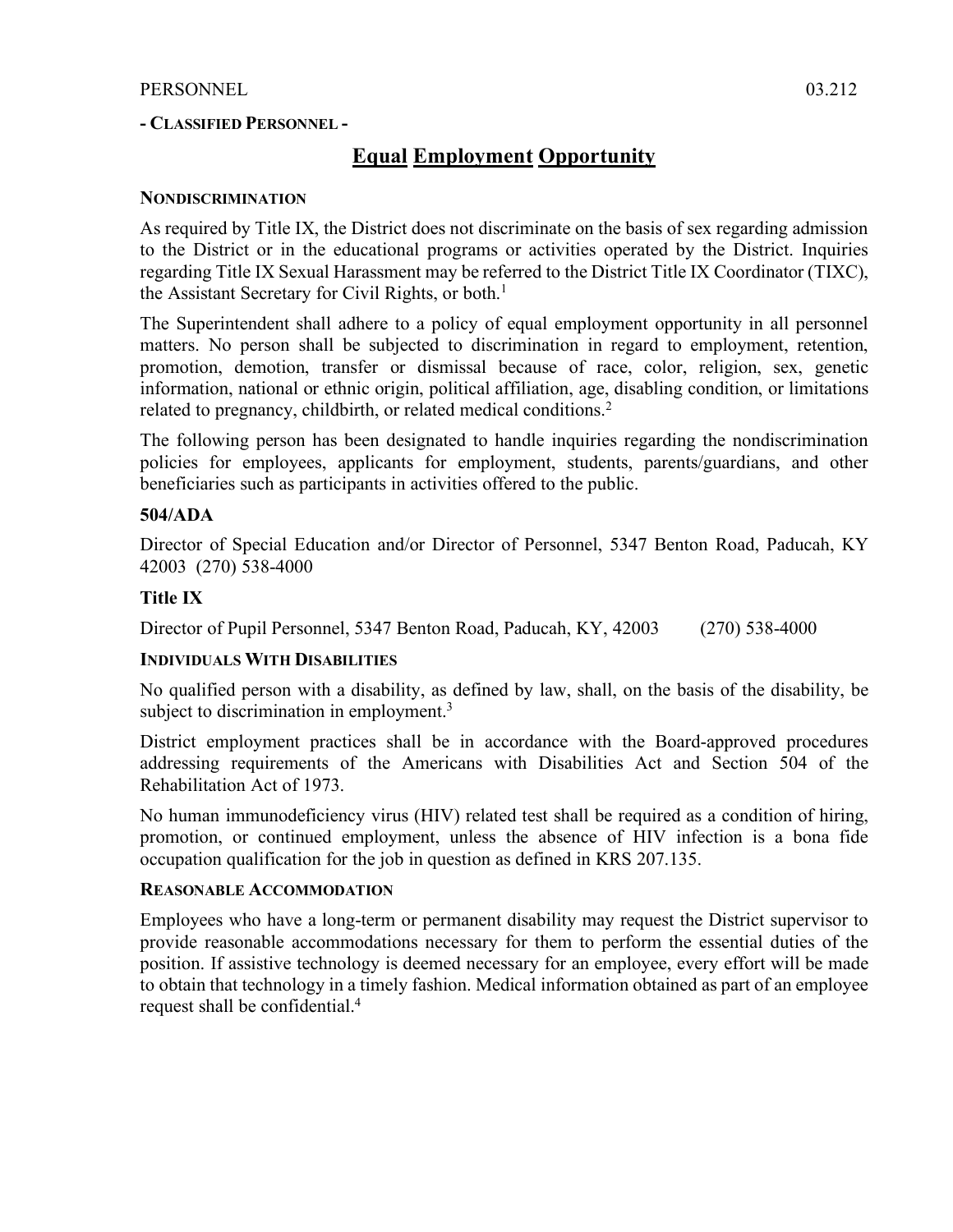PERSONNEL 03.212

**- CLASSIFIED PERSONNEL -**

# Equal Employment Opportunity

## NONDISCRIMINATION

As required by Title IX, the District does not discriminate on the basis of sex regarding admission to the District or in the educational programs or activities operated by the District. Inquiries regarding Title IX Sexual Harassment may be referred to the District Title IX Coordinator (TIXC), the Assistant Secretary for Civil Rights, or both.[1]

The Superintendent shall adhere to a policy of equal employment opportunity in all personnel matters. No person shall be subjected to discrimination in regard to employment, retention, promotion, demotion, transfer or dismissal because of race, color, religion, sex, genetic information, national or ethnic origin, political affiliation, age, disabling condition, or limitations related to pregnancy, childbirth, or related medical conditions.[2]

The following person has been designated to handle inquiries regarding the nondiscrimination policies for employees, applicants for employment, students, parents/guardians, and other beneficiaries such as participants in activities offered to the public.

### 504/ADA

Director of Special Education and/or Director of Personnel, 5347 Benton Road, Paducah, KY 42003 (270) 538-4000

### Title IX

Director of Pupil Personnel, 5347 Benton Road, Paducah, KY, 42003 (270) 538-4000

## INDIVIDUALS WITH DISABILITIES

No qualified person with a disability, as defined by law, shall, on the basis of the disability, be subject to discrimination in employment.[3]

District employment practices shall be in accordance with the Board-approved procedures addressing requirements of the Americans with Disabilities Act and Section 504 of the Rehabilitation Act of 1973.

No human immunodeficiency virus (HIV) related test shall be required as a condition of hiring, promotion, or continued employment, unless the absence of HIV infection is a bona fide occupation qualification for the job in question as defined in KRS 207.135.

## REASONABLE ACCOMMODATION

Employees who have a long-term or permanent disability may request the District supervisor to provide reasonable accommodations necessary for them to perform the essential duties of the position. If assistive technology is deemed necessary for an employee, every effort will be made to obtain that technology in a timely fashion. Medical information obtained as part of an employee request shall be confidential.[4]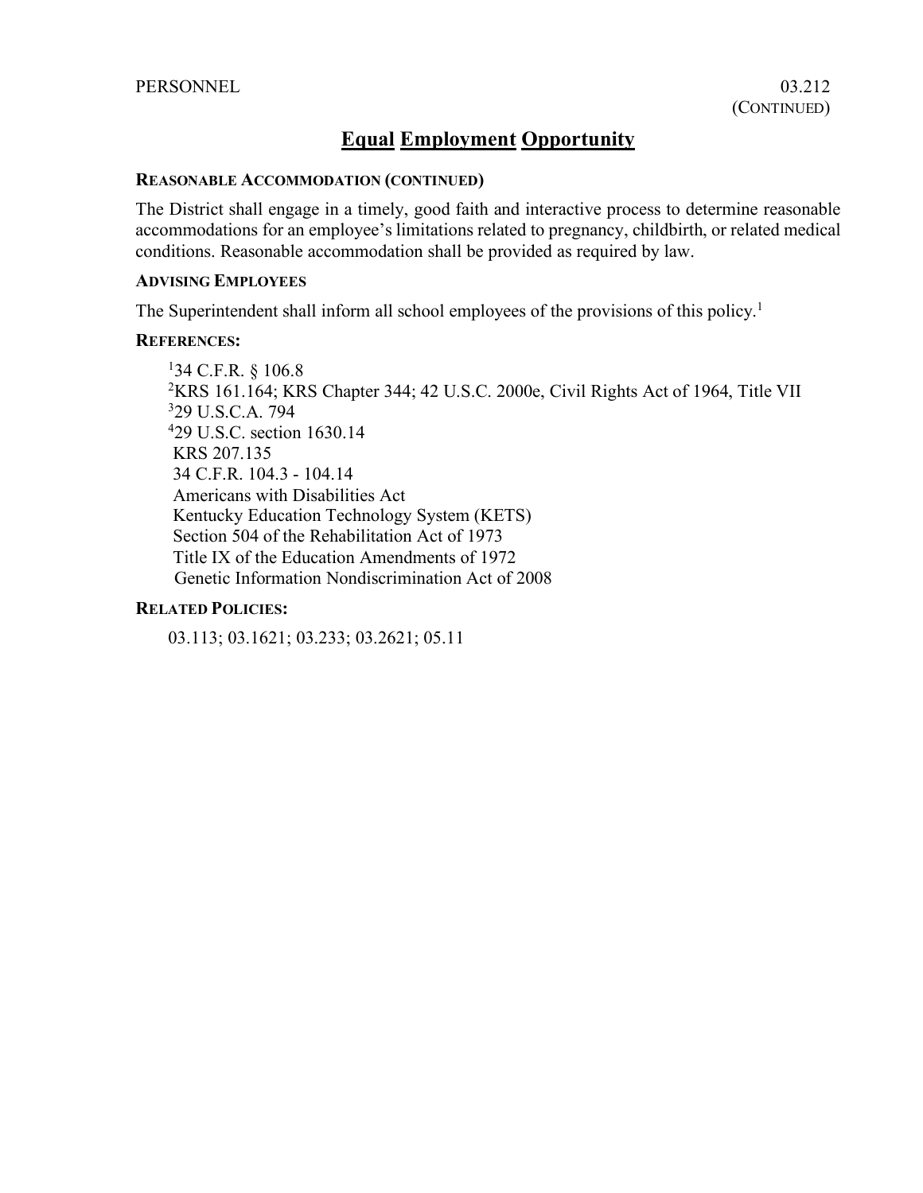## Equal Employment Opportunity

**REASONABLE ACCOMMODATION (CONTINUED)**

The District shall engage in a timely, good faith and interactive process to determine reasonable accommodations for an employee's limitations related to pregnancy, childbirth, or related medical conditions. Reasonable accommodation shall be provided as required by law.

**ADVISING EMPLOYEES**

The Superintendent shall inform all school employees of the provisions of this policy.[1]

**REFERENCES:**

[1]34 C.F.R. § 106.8
[2]KRS 161.164; KRS Chapter 344; 42 U.S.C. 2000e, Civil Rights Act of 1964, Title VII
[3]29 U.S.C.A. 794
[4]29 U.S.C. section 1630.14
KRS 207.135
34 C.F.R. 104.3 - 104.14
Americans with Disabilities Act
Kentucky Education Technology System (KETS)
Section 504 of the Rehabilitation Act of 1973
Title IX of the Education Amendments of 1972
Genetic Information Nondiscrimination Act of 2008

**RELATED POLICIES:**

03.113; 03.1621; 03.233; 03.2621; 05.11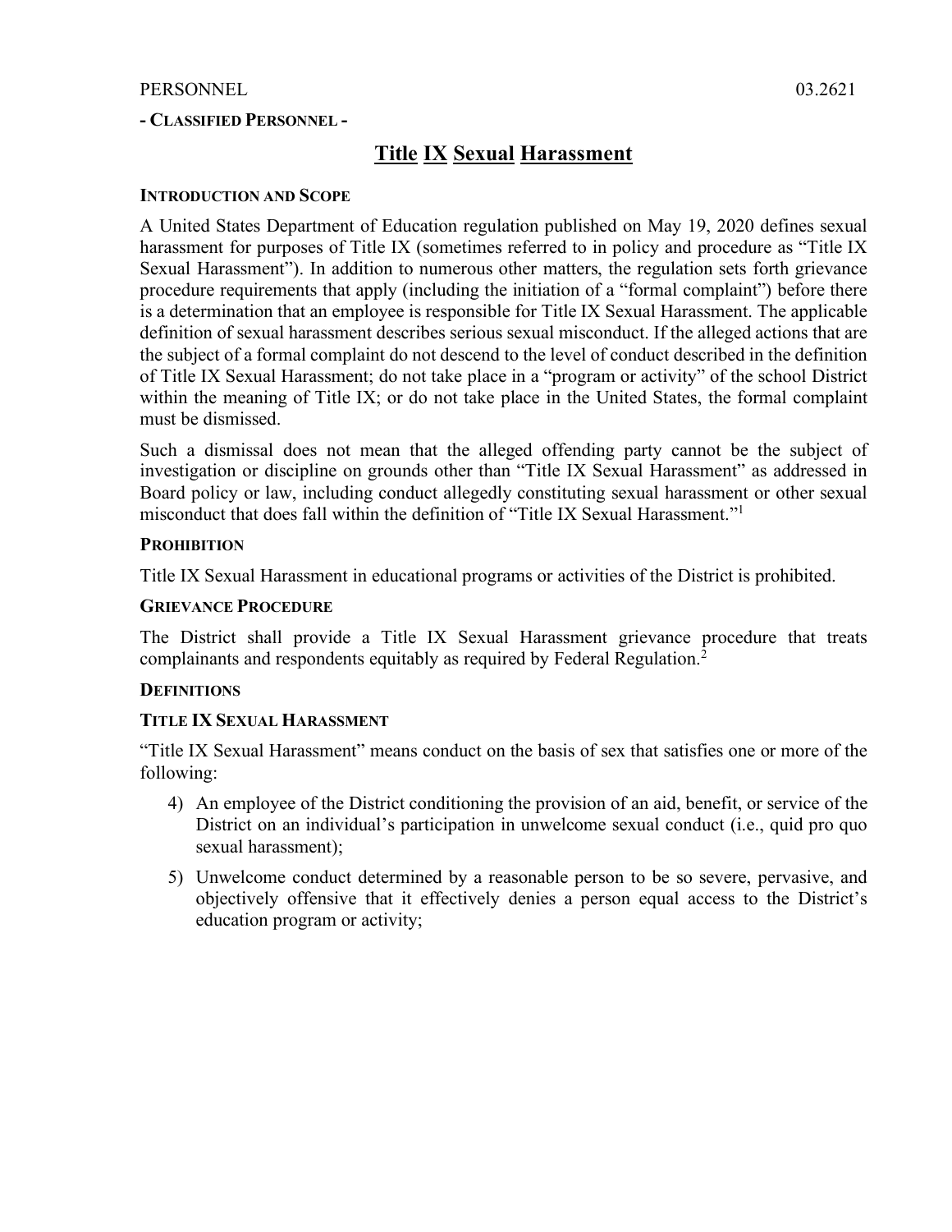PERSONNEL 03.2621

**- CLASSIFIED PERSONNEL -**

# Title IX Sexual Harassment

**INTRODUCTION AND SCOPE**

A United States Department of Education regulation published on May 19, 2020 defines sexual harassment for purposes of Title IX (sometimes referred to in policy and procedure as "Title IX Sexual Harassment"). In addition to numerous other matters, the regulation sets forth grievance procedure requirements that apply (including the initiation of a "formal complaint") before there is a determination that an employee is responsible for Title IX Sexual Harassment. The applicable definition of sexual harassment describes serious sexual misconduct. If the alleged actions that are the subject of a formal complaint do not descend to the level of conduct described in the definition of Title IX Sexual Harassment; do not take place in a "program or activity" of the school District within the meaning of Title IX; or do not take place in the United States, the formal complaint must be dismissed.

Such a dismissal does not mean that the alleged offending party cannot be the subject of investigation or discipline on grounds other than "Title IX Sexual Harassment" as addressed in Board policy or law, including conduct allegedly constituting sexual harassment or other sexual misconduct that does fall within the definition of "Title IX Sexual Harassment."[1]

**PROHIBITION**

Title IX Sexual Harassment in educational programs or activities of the District is prohibited.

**GRIEVANCE PROCEDURE**

The District shall provide a Title IX Sexual Harassment grievance procedure that treats complainants and respondents equitably as required by Federal Regulation.[2]

**DEFINITIONS**

**TITLE IX SEXUAL HARASSMENT**

"Title IX Sexual Harassment" means conduct on the basis of sex that satisfies one or more of the following:

4) An employee of the District conditioning the provision of an aid, benefit, or service of the District on an individual's participation in unwelcome sexual conduct (i.e., quid pro quo sexual harassment);
5) Unwelcome conduct determined by a reasonable person to be so severe, pervasive, and objectively offensive that it effectively denies a person equal access to the District's education program or activity;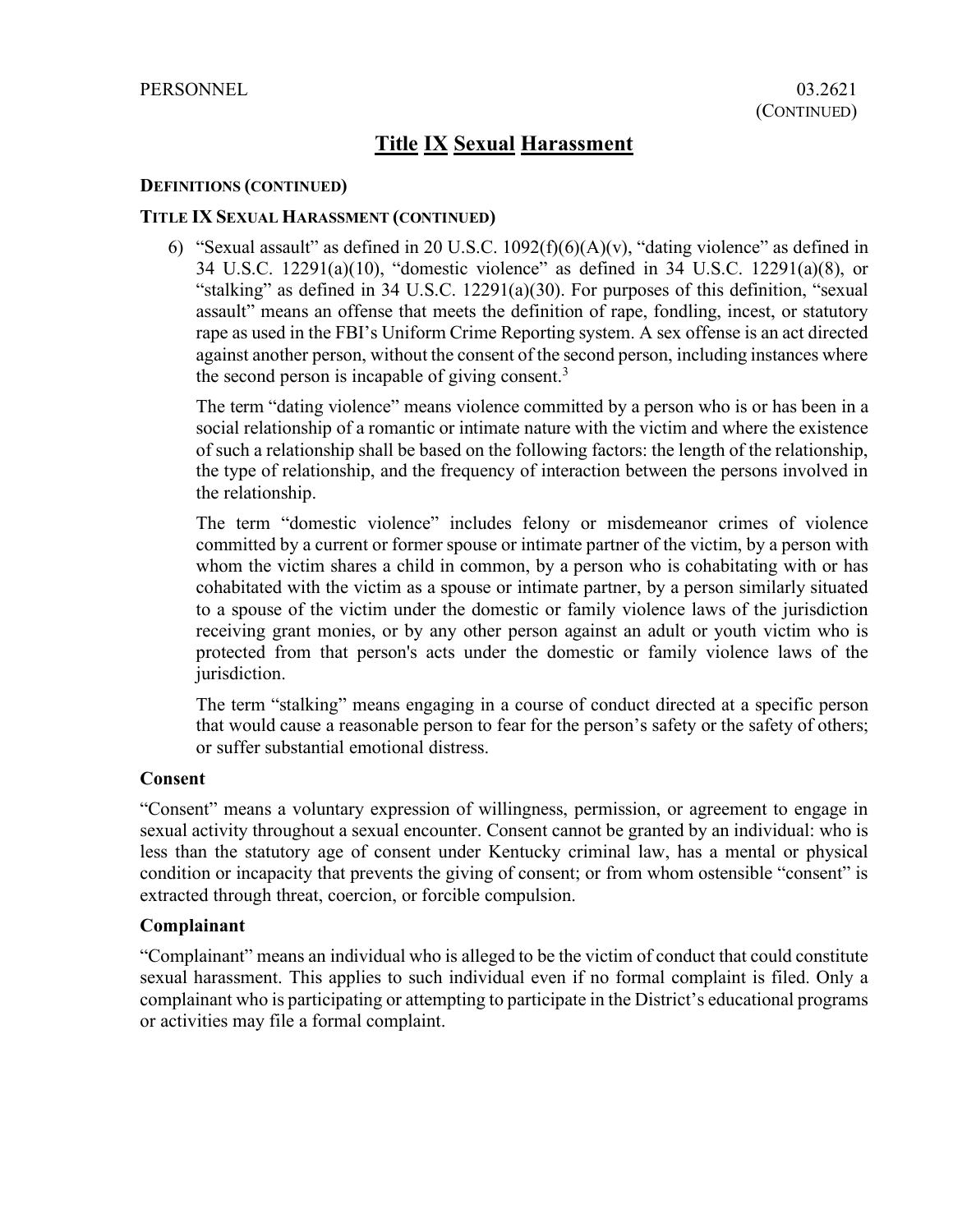# Title IX Sexual Harassment

**DEFINITIONS (CONTINUED)**

**TITLE IX SEXUAL HARASSMENT (CONTINUED)**

6) "Sexual assault" as defined in 20 U.S.C. 1092(f)(6)(A)(v), "dating violence" as defined in 34 U.S.C. 12291(a)(10), "domestic violence" as defined in 34 U.S.C. 12291(a)(8), or "stalking" as defined in 34 U.S.C. 12291(a)(30). For purposes of this definition, "sexual assault" means an offense that meets the definition of rape, fondling, incest, or statutory rape as used in the FBI's Uniform Crime Reporting system. A sex offense is an act directed against another person, without the consent of the second person, including instances where the second person is incapable of giving consent.[3]

   The term "dating violence" means violence committed by a person who is or has been in a social relationship of a romantic or intimate nature with the victim and where the existence of such a relationship shall be based on the following factors: the length of the relationship, the type of relationship, and the frequency of interaction between the persons involved in the relationship.

   The term "domestic violence" includes felony or misdemeanor crimes of violence committed by a current or former spouse or intimate partner of the victim, by a person with whom the victim shares a child in common, by a person who is cohabitating with or has cohabitated with the victim as a spouse or intimate partner, by a person similarly situated to a spouse of the victim under the domestic or family violence laws of the jurisdiction receiving grant monies, or by any other person against an adult or youth victim who is protected from that person's acts under the domestic or family violence laws of the jurisdiction.

   The term "stalking" means engaging in a course of conduct directed at a specific person that would cause a reasonable person to fear for the person's safety or the safety of others; or suffer substantial emotional distress.

### Consent

"Consent" means a voluntary expression of willingness, permission, or agreement to engage in sexual activity throughout a sexual encounter. Consent cannot be granted by an individual: who is less than the statutory age of consent under Kentucky criminal law, has a mental or physical condition or incapacity that prevents the giving of consent; or from whom ostensible "consent" is extracted through threat, coercion, or forcible compulsion.

### Complainant

"Complainant" means an individual who is alleged to be the victim of conduct that could constitute sexual harassment. This applies to such individual even if no formal complaint is filed. Only a complainant who is participating or attempting to participate in the District's educational programs or activities may file a formal complaint.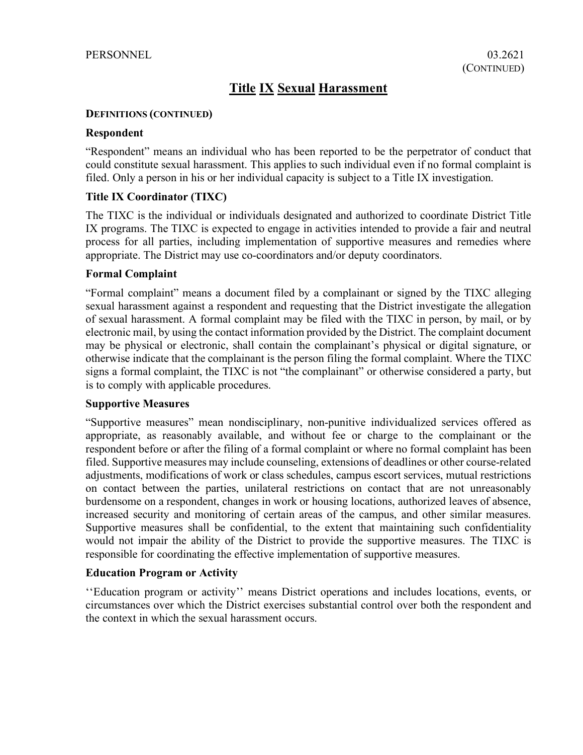## Title IX Sexual Harassment

**DEFINITIONS (CONTINUED)**

### Respondent

"Respondent" means an individual who has been reported to be the perpetrator of conduct that could constitute sexual harassment. This applies to such individual even if no formal complaint is filed. Only a person in his or her individual capacity is subject to a Title IX investigation.

### Title IX Coordinator (TIXC)

The TIXC is the individual or individuals designated and authorized to coordinate District Title IX programs. The TIXC is expected to engage in activities intended to provide a fair and neutral process for all parties, including implementation of supportive measures and remedies where appropriate. The District may use co-coordinators and/or deputy coordinators.

### Formal Complaint

"Formal complaint" means a document filed by a complainant or signed by the TIXC alleging sexual harassment against a respondent and requesting that the District investigate the allegation of sexual harassment. A formal complaint may be filed with the TIXC in person, by mail, or by electronic mail, by using the contact information provided by the District. The complaint document may be physical or electronic, shall contain the complainant's physical or digital signature, or otherwise indicate that the complainant is the person filing the formal complaint. Where the TIXC signs a formal complaint, the TIXC is not "the complainant" or otherwise considered a party, but is to comply with applicable procedures.

### Supportive Measures

"Supportive measures" mean nondisciplinary, non-punitive individualized services offered as appropriate, as reasonably available, and without fee or charge to the complainant or the respondent before or after the filing of a formal complaint or where no formal complaint has been filed. Supportive measures may include counseling, extensions of deadlines or other course-related adjustments, modifications of work or class schedules, campus escort services, mutual restrictions on contact between the parties, unilateral restrictions on contact that are not unreasonably burdensome on a respondent, changes in work or housing locations, authorized leaves of absence, increased security and monitoring of certain areas of the campus, and other similar measures. Supportive measures shall be confidential, to the extent that maintaining such confidentiality would not impair the ability of the District to provide the supportive measures. The TIXC is responsible for coordinating the effective implementation of supportive measures.

### Education Program or Activity

''Education program or activity'' means District operations and includes locations, events, or circumstances over which the District exercises substantial control over both the respondent and the context in which the sexual harassment occurs.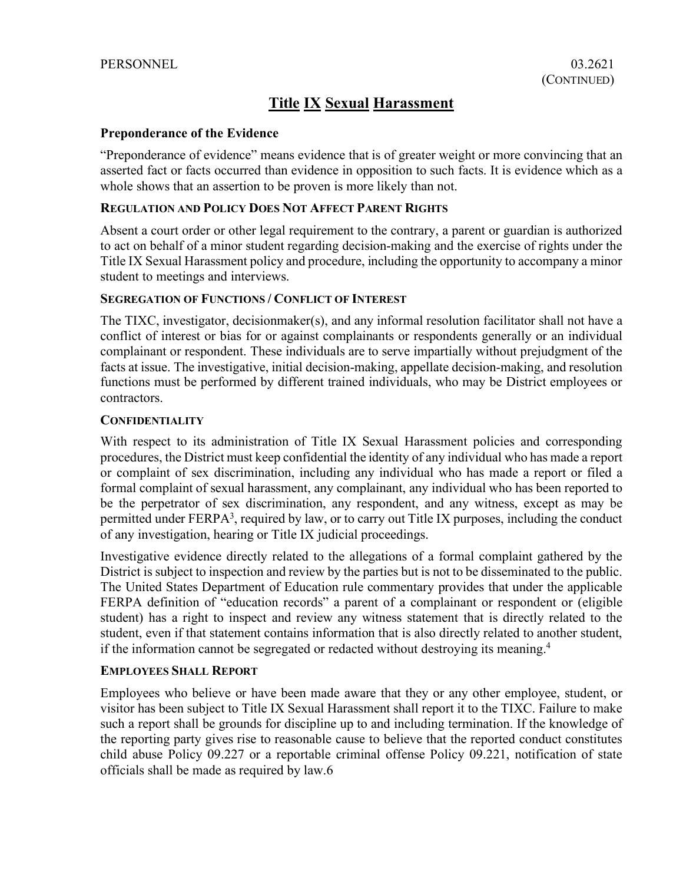# Title IX Sexual Harassment

### Preponderance of the Evidence

"Preponderance of evidence" means evidence that is of greater weight or more convincing that an asserted fact or facts occurred than evidence in opposition to such facts. It is evidence which as a whole shows that an assertion to be proven is more likely than not.

### REGULATION AND POLICY DOES NOT AFFECT PARENT RIGHTS

Absent a court order or other legal requirement to the contrary, a parent or guardian is authorized to act on behalf of a minor student regarding decision-making and the exercise of rights under the Title IX Sexual Harassment policy and procedure, including the opportunity to accompany a minor student to meetings and interviews.

### SEGREGATION OF FUNCTIONS / CONFLICT OF INTEREST

The TIXC, investigator, decisionmaker(s), and any informal resolution facilitator shall not have a conflict of interest or bias for or against complainants or respondents generally or an individual complainant or respondent. These individuals are to serve impartially without prejudgment of the facts at issue. The investigative, initial decision-making, appellate decision-making, and resolution functions must be performed by different trained individuals, who may be District employees or contractors.

### CONFIDENTIALITY

With respect to its administration of Title IX Sexual Harassment policies and corresponding procedures, the District must keep confidential the identity of any individual who has made a report or complaint of sex discrimination, including any individual who has made a report or filed a formal complaint of sexual harassment, any complainant, any individual who has been reported to be the perpetrator of sex discrimination, any respondent, and any witness, except as may be permitted under FERPA[3], required by law, or to carry out Title IX purposes, including the conduct of any investigation, hearing or Title IX judicial proceedings.

Investigative evidence directly related to the allegations of a formal complaint gathered by the District is subject to inspection and review by the parties but is not to be disseminated to the public. The United States Department of Education rule commentary provides that under the applicable FERPA definition of "education records" a parent of a complainant or respondent or (eligible student) has a right to inspect and review any witness statement that is directly related to the student, even if that statement contains information that is also directly related to another student, if the information cannot be segregated or redacted without destroying its meaning.[4]

### EMPLOYEES SHALL REPORT

Employees who believe or have been made aware that they or any other employee, student, or visitor has been subject to Title IX Sexual Harassment shall report it to the TIXC. Failure to make such a report shall be grounds for discipline up to and including termination. If the knowledge of the reporting party gives rise to reasonable cause to believe that the reported conduct constitutes child abuse Policy 09.227 or a reportable criminal offense Policy 09.221, notification of state officials shall be made as required by law.6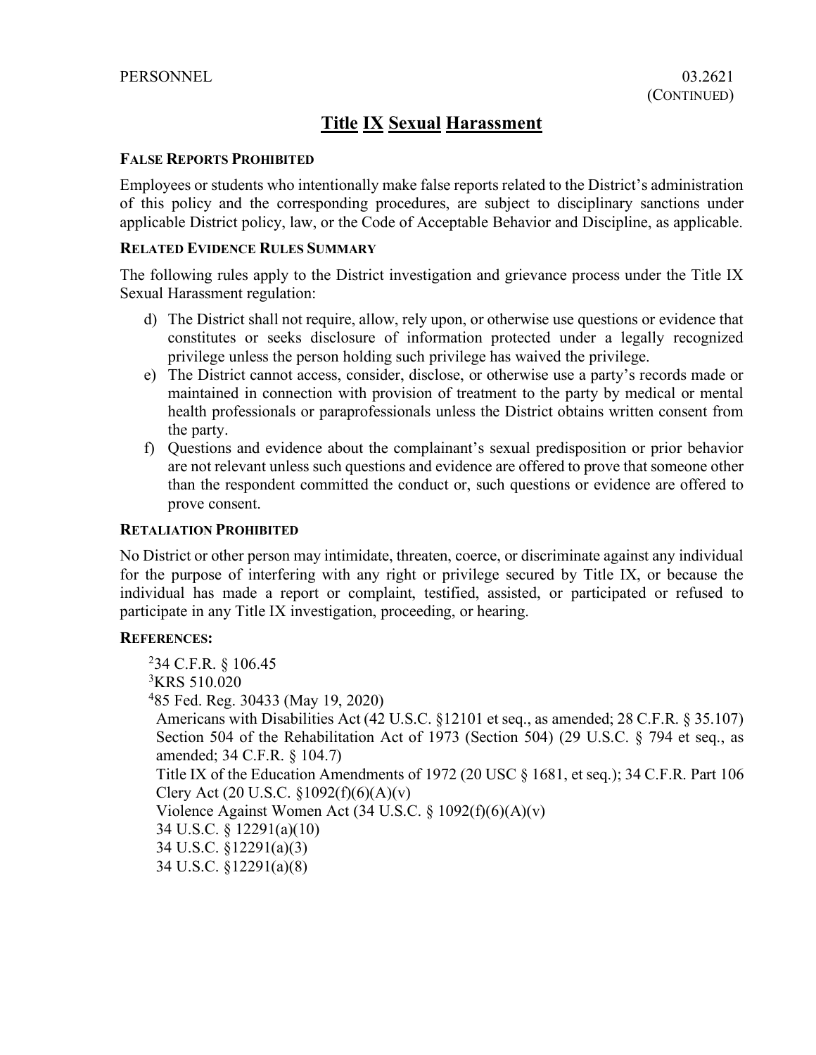# Title IX Sexual Harassment

### FALSE REPORTS PROHIBITED

Employees or students who intentionally make false reports related to the District's administration of this policy and the corresponding procedures, are subject to disciplinary sanctions under applicable District policy, law, or the Code of Acceptable Behavior and Discipline, as applicable.

### RELATED EVIDENCE RULES SUMMARY

The following rules apply to the District investigation and grievance process under the Title IX Sexual Harassment regulation:

d) The District shall not require, allow, rely upon, or otherwise use questions or evidence that constitutes or seeks disclosure of information protected under a legally recognized privilege unless the person holding such privilege has waived the privilege.

e) The District cannot access, consider, disclose, or otherwise use a party's records made or maintained in connection with provision of treatment to the party by medical or mental health professionals or paraprofessionals unless the District obtains written consent from the party.

f) Questions and evidence about the complainant's sexual predisposition or prior behavior are not relevant unless such questions and evidence are offered to prove that someone other than the respondent committed the conduct or, such questions or evidence are offered to prove consent.

### RETALIATION PROHIBITED

No District or other person may intimidate, threaten, coerce, or discriminate against any individual for the purpose of interfering with any right or privilege secured by Title IX, or because the individual has made a report or complaint, testified, assisted, or participated or refused to participate in any Title IX investigation, proceeding, or hearing.

### REFERENCES:

[2]34 C.F.R. § 106.45
[3]KRS 510.020
[4]85 Fed. Reg. 30433 (May 19, 2020)
Americans with Disabilities Act (42 U.S.C. §12101 et seq., as amended; 28 C.F.R. § 35.107)
Section 504 of the Rehabilitation Act of 1973 (Section 504) (29 U.S.C. § 794 et seq., as amended; 34 C.F.R. § 104.7)
Title IX of the Education Amendments of 1972 (20 USC § 1681, et seq.); 34 C.F.R. Part 106
Clery Act (20 U.S.C. §1092(f)(6)(A)(v)
Violence Against Women Act (34 U.S.C. § 1092(f)(6)(A)(v)
34 U.S.C. § 12291(a)(10)
34 U.S.C. §12291(a)(3)
34 U.S.C. §12291(a)(8)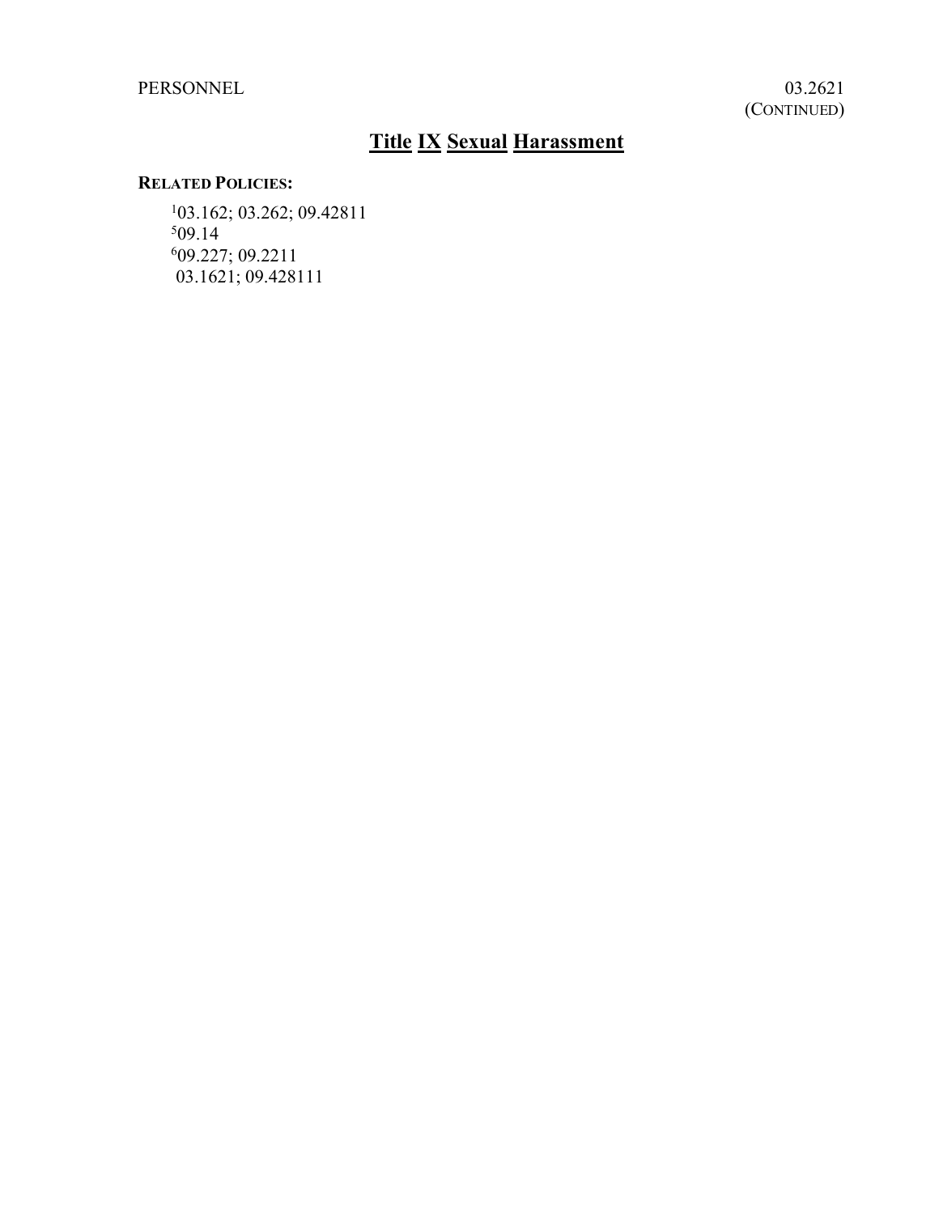# Title IX Sexual Harassment

**RELATED POLICIES:**

[1]03.162; 03.262; 09.42811
[5]09.14
[6]09.227; 09.2211
03.1621; 09.428111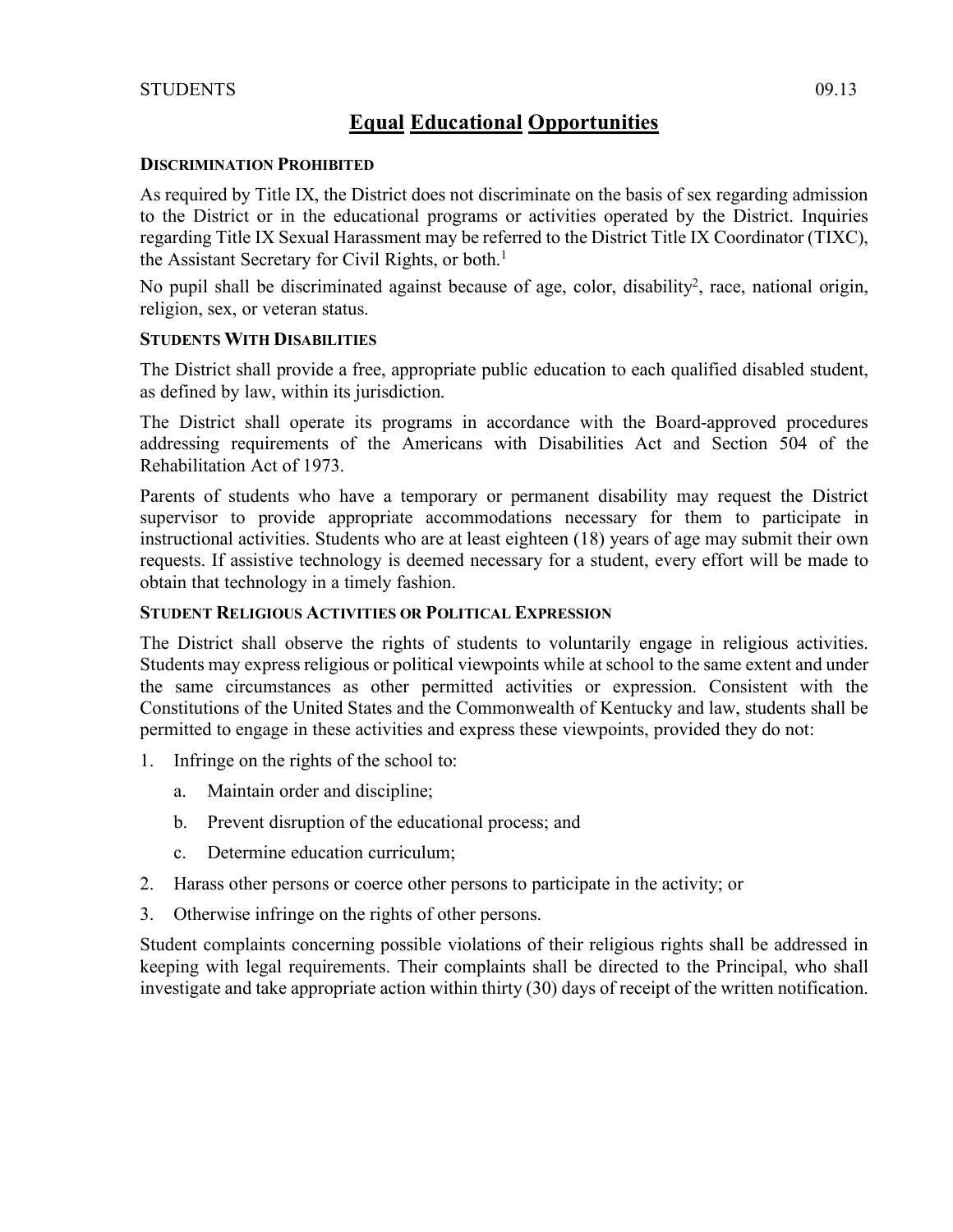STUDENTS 09.13

# Equal Educational Opportunities

### Discrimination Prohibited

As required by Title IX, the District does not discriminate on the basis of sex regarding admission to the District or in the educational programs or activities operated by the District. Inquiries regarding Title IX Sexual Harassment may be referred to the District Title IX Coordinator (TIXC), the Assistant Secretary for Civil Rights, or both.[1]

No pupil shall be discriminated against because of age, color, disability[2], race, national origin, religion, sex, or veteran status.

### Students With Disabilities

The District shall provide a free, appropriate public education to each qualified disabled student, as defined by law, within its jurisdiction.

The District shall operate its programs in accordance with the Board-approved procedures addressing requirements of the Americans with Disabilities Act and Section 504 of the Rehabilitation Act of 1973.

Parents of students who have a temporary or permanent disability may request the District supervisor to provide appropriate accommodations necessary for them to participate in instructional activities. Students who are at least eighteen (18) years of age may submit their own requests. If assistive technology is deemed necessary for a student, every effort will be made to obtain that technology in a timely fashion.

### Student Religious Activities or Political Expression

The District shall observe the rights of students to voluntarily engage in religious activities. Students may express religious or political viewpoints while at school to the same extent and under the same circumstances as other permitted activities or expression. Consistent with the Constitutions of the United States and the Commonwealth of Kentucky and law, students shall be permitted to engage in these activities and express these viewpoints, provided they do not:

1. Infringe on the rights of the school to:
   a. Maintain order and discipline;
   b. Prevent disruption of the educational process; and
   c. Determine education curriculum;
2. Harass other persons or coerce other persons to participate in the activity; or
3. Otherwise infringe on the rights of other persons.

Student complaints concerning possible violations of their religious rights shall be addressed in keeping with legal requirements. Their complaints shall be directed to the Principal, who shall investigate and take appropriate action within thirty (30) days of receipt of the written notification.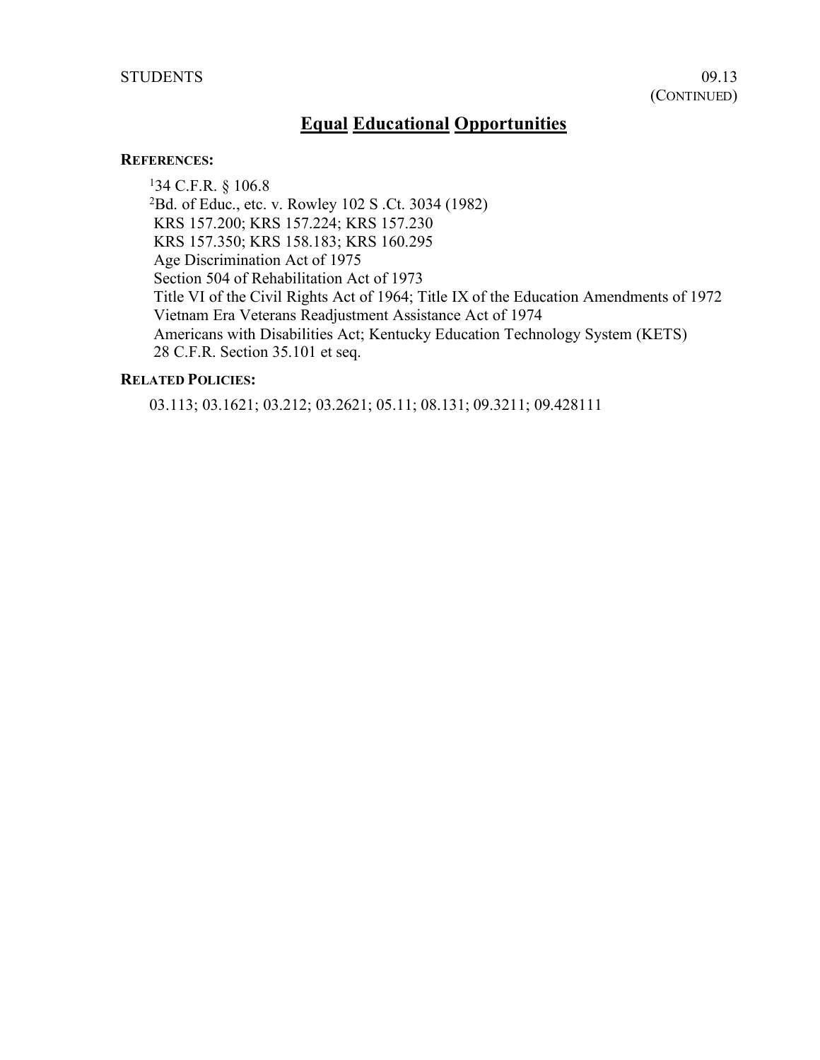# Equal Educational Opportunities

**REFERENCES:**

[1]34 C.F.R. § 106.8
[2]Bd. of Educ., etc. v. Rowley 102 S .Ct. 3034 (1982)
KRS 157.200; KRS 157.224; KRS 157.230
KRS 157.350; KRS 158.183; KRS 160.295
Age Discrimination Act of 1975
Section 504 of Rehabilitation Act of 1973
Title VI of the Civil Rights Act of 1964; Title IX of the Education Amendments of 1972
Vietnam Era Veterans Readjustment Assistance Act of 1974
Americans with Disabilities Act; Kentucky Education Technology System (KETS)
28 C.F.R. Section 35.101 et seq.

**RELATED POLICIES:**

03.113; 03.1621; 03.212; 03.2621; 05.11; 08.131; 09.3211; 09.428111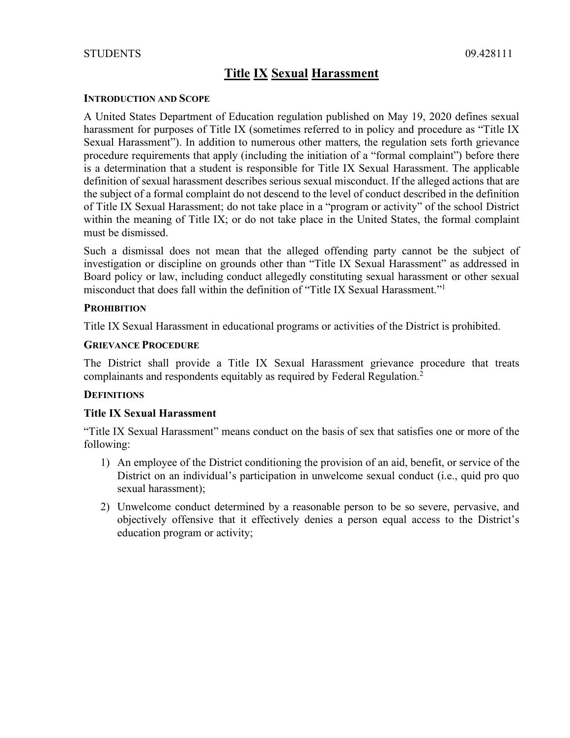STUDENTS 09.428111

# Title IX Sexual Harassment

### Introduction and Scope

A United States Department of Education regulation published on May 19, 2020 defines sexual harassment for purposes of Title IX (sometimes referred to in policy and procedure as "Title IX Sexual Harassment"). In addition to numerous other matters, the regulation sets forth grievance procedure requirements that apply (including the initiation of a "formal complaint") before there is a determination that a student is responsible for Title IX Sexual Harassment. The applicable definition of sexual harassment describes serious sexual misconduct. If the alleged actions that are the subject of a formal complaint do not descend to the level of conduct described in the definition of Title IX Sexual Harassment; do not take place in a "program or activity" of the school District within the meaning of Title IX; or do not take place in the United States, the formal complaint must be dismissed.

Such a dismissal does not mean that the alleged offending party cannot be the subject of investigation or discipline on grounds other than "Title IX Sexual Harassment" as addressed in Board policy or law, including conduct allegedly constituting sexual harassment or other sexual misconduct that does fall within the definition of "Title IX Sexual Harassment."[1]

### Prohibition

Title IX Sexual Harassment in educational programs or activities of the District is prohibited.

### Grievance Procedure

The District shall provide a Title IX Sexual Harassment grievance procedure that treats complainants and respondents equitably as required by Federal Regulation.[2]

### Definitions

#### Title IX Sexual Harassment

"Title IX Sexual Harassment" means conduct on the basis of sex that satisfies one or more of the following:

1) An employee of the District conditioning the provision of an aid, benefit, or service of the District on an individual's participation in unwelcome sexual conduct (i.e., quid pro quo sexual harassment);
2) Unwelcome conduct determined by a reasonable person to be so severe, pervasive, and objectively offensive that it effectively denies a person equal access to the District's education program or activity;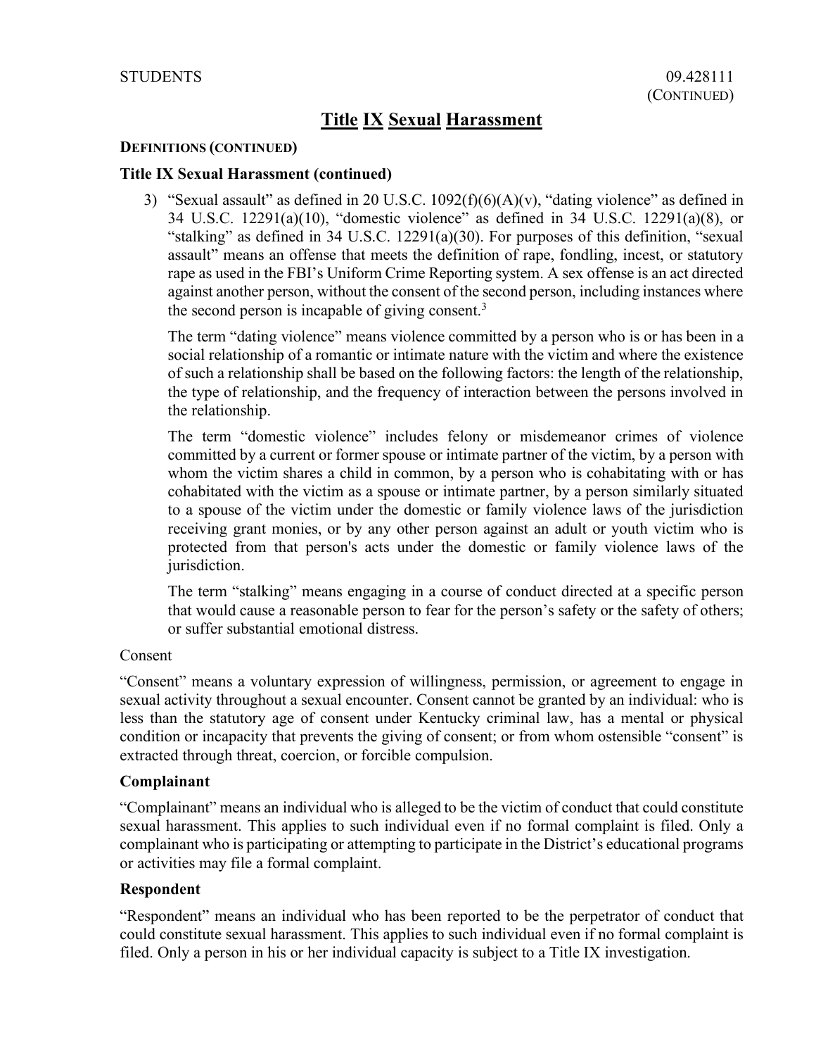# Title IX Sexual Harassment

**DEFINITIONS (CONTINUED)**

**Title IX Sexual Harassment (continued)**

3) "Sexual assault" as defined in 20 U.S.C. 1092(f)(6)(A)(v), "dating violence" as defined in 34 U.S.C. 12291(a)(10), "domestic violence" as defined in 34 U.S.C. 12291(a)(8), or "stalking" as defined in 34 U.S.C. 12291(a)(30). For purposes of this definition, "sexual assault" means an offense that meets the definition of rape, fondling, incest, or statutory rape as used in the FBI's Uniform Crime Reporting system. A sex offense is an act directed against another person, without the consent of the second person, including instances where the second person is incapable of giving consent.[3]

   The term "dating violence" means violence committed by a person who is or has been in a social relationship of a romantic or intimate nature with the victim and where the existence of such a relationship shall be based on the following factors: the length of the relationship, the type of relationship, and the frequency of interaction between the persons involved in the relationship.

   The term "domestic violence" includes felony or misdemeanor crimes of violence committed by a current or former spouse or intimate partner of the victim, by a person with whom the victim shares a child in common, by a person who is cohabitating with or has cohabitated with the victim as a spouse or intimate partner, by a person similarly situated to a spouse of the victim under the domestic or family violence laws of the jurisdiction receiving grant monies, or by any other person against an adult or youth victim who is protected from that person's acts under the domestic or family violence laws of the jurisdiction.

   The term "stalking" means engaging in a course of conduct directed at a specific person that would cause a reasonable person to fear for the person's safety or the safety of others; or suffer substantial emotional distress.

Consent

"Consent" means a voluntary expression of willingness, permission, or agreement to engage in sexual activity throughout a sexual encounter. Consent cannot be granted by an individual: who is less than the statutory age of consent under Kentucky criminal law, has a mental or physical condition or incapacity that prevents the giving of consent; or from whom ostensible "consent" is extracted through threat, coercion, or forcible compulsion.

**Complainant**

"Complainant" means an individual who is alleged to be the victim of conduct that could constitute sexual harassment. This applies to such individual even if no formal complaint is filed. Only a complainant who is participating or attempting to participate in the District's educational programs or activities may file a formal complaint.

**Respondent**

"Respondent" means an individual who has been reported to be the perpetrator of conduct that could constitute sexual harassment. This applies to such individual even if no formal complaint is filed. Only a person in his or her individual capacity is subject to a Title IX investigation.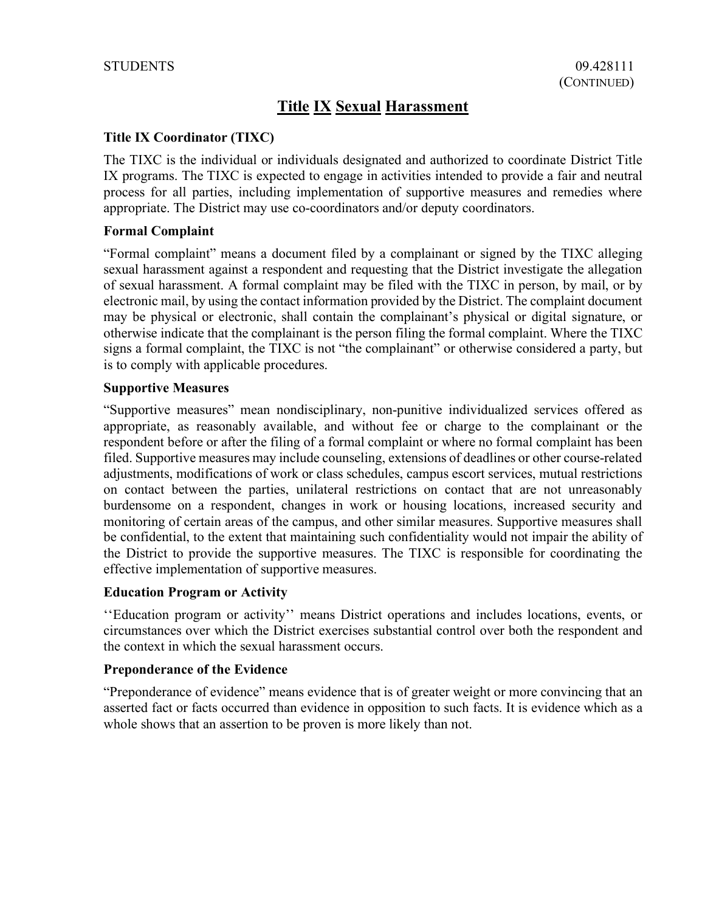## Title IX Sexual Harassment

### Title IX Coordinator (TIXC)

The TIXC is the individual or individuals designated and authorized to coordinate District Title IX programs. The TIXC is expected to engage in activities intended to provide a fair and neutral process for all parties, including implementation of supportive measures and remedies where appropriate. The District may use co-coordinators and/or deputy coordinators.

### Formal Complaint

"Formal complaint" means a document filed by a complainant or signed by the TIXC alleging sexual harassment against a respondent and requesting that the District investigate the allegation of sexual harassment. A formal complaint may be filed with the TIXC in person, by mail, or by electronic mail, by using the contact information provided by the District. The complaint document may be physical or electronic, shall contain the complainant's physical or digital signature, or otherwise indicate that the complainant is the person filing the formal complaint. Where the TIXC signs a formal complaint, the TIXC is not "the complainant" or otherwise considered a party, but is to comply with applicable procedures.

### Supportive Measures

"Supportive measures" mean nondisciplinary, non-punitive individualized services offered as appropriate, as reasonably available, and without fee or charge to the complainant or the respondent before or after the filing of a formal complaint or where no formal complaint has been filed. Supportive measures may include counseling, extensions of deadlines or other course-related adjustments, modifications of work or class schedules, campus escort services, mutual restrictions on contact between the parties, unilateral restrictions on contact that are not unreasonably burdensome on a respondent, changes in work or housing locations, increased security and monitoring of certain areas of the campus, and other similar measures. Supportive measures shall be confidential, to the extent that maintaining such confidentiality would not impair the ability of the District to provide the supportive measures. The TIXC is responsible for coordinating the effective implementation of supportive measures.

### Education Program or Activity

''Education program or activity'' means District operations and includes locations, events, or circumstances over which the District exercises substantial control over both the respondent and the context in which the sexual harassment occurs.

### Preponderance of the Evidence

"Preponderance of evidence" means evidence that is of greater weight or more convincing that an asserted fact or facts occurred than evidence in opposition to such facts. It is evidence which as a whole shows that an assertion to be proven is more likely than not.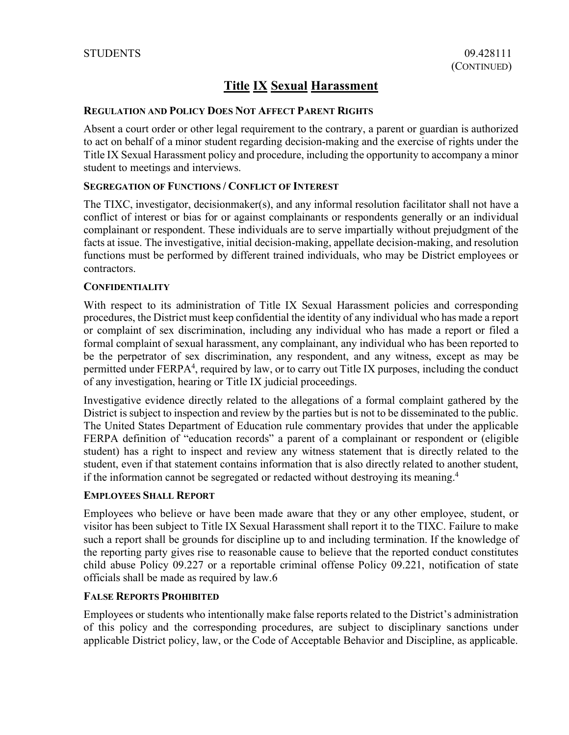# Title IX Sexual Harassment

### REGULATION AND POLICY DOES NOT AFFECT PARENT RIGHTS

Absent a court order or other legal requirement to the contrary, a parent or guardian is authorized to act on behalf of a minor student regarding decision-making and the exercise of rights under the Title IX Sexual Harassment policy and procedure, including the opportunity to accompany a minor student to meetings and interviews.

### SEGREGATION OF FUNCTIONS / CONFLICT OF INTEREST

The TIXC, investigator, decisionmaker(s), and any informal resolution facilitator shall not have a conflict of interest or bias for or against complainants or respondents generally or an individual complainant or respondent. These individuals are to serve impartially without prejudgment of the facts at issue. The investigative, initial decision-making, appellate decision-making, and resolution functions must be performed by different trained individuals, who may be District employees or contractors.

### CONFIDENTIALITY

With respect to its administration of Title IX Sexual Harassment policies and corresponding procedures, the District must keep confidential the identity of any individual who has made a report or complaint of sex discrimination, including any individual who has made a report or filed a formal complaint of sexual harassment, any complainant, any individual who has been reported to be the perpetrator of sex discrimination, any respondent, and any witness, except as may be permitted under FERPA[4], required by law, or to carry out Title IX purposes, including the conduct of any investigation, hearing or Title IX judicial proceedings.

Investigative evidence directly related to the allegations of a formal complaint gathered by the District is subject to inspection and review by the parties but is not to be disseminated to the public. The United States Department of Education rule commentary provides that under the applicable FERPA definition of "education records" a parent of a complainant or respondent or (eligible student) has a right to inspect and review any witness statement that is directly related to the student, even if that statement contains information that is also directly related to another student, if the information cannot be segregated or redacted without destroying its meaning.[4]

### EMPLOYEES SHALL REPORT

Employees who believe or have been made aware that they or any other employee, student, or visitor has been subject to Title IX Sexual Harassment shall report it to the TIXC. Failure to make such a report shall be grounds for discipline up to and including termination. If the knowledge of the reporting party gives rise to reasonable cause to believe that the reported conduct constitutes child abuse Policy 09.227 or a reportable criminal offense Policy 09.221, notification of state officials shall be made as required by law.6

### FALSE REPORTS PROHIBITED

Employees or students who intentionally make false reports related to the District's administration of this policy and the corresponding procedures, are subject to disciplinary sanctions under applicable District policy, law, or the Code of Acceptable Behavior and Discipline, as applicable.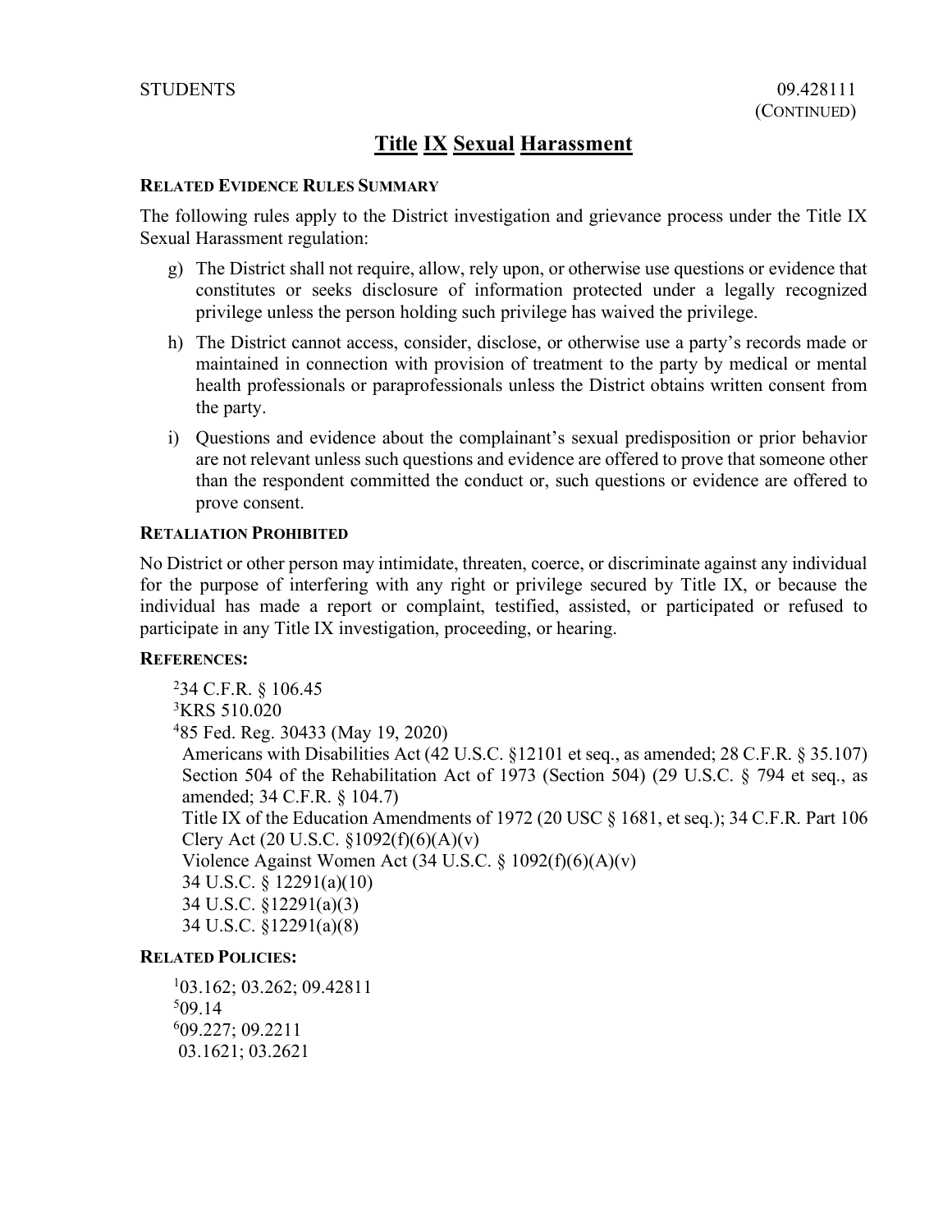# Title IX Sexual Harassment

### RELATED EVIDENCE RULES SUMMARY

The following rules apply to the District investigation and grievance process under the Title IX Sexual Harassment regulation:

g) The District shall not require, allow, rely upon, or otherwise use questions or evidence that constitutes or seeks disclosure of information protected under a legally recognized privilege unless the person holding such privilege has waived the privilege.

h) The District cannot access, consider, disclose, or otherwise use a party's records made or maintained in connection with provision of treatment to the party by medical or mental health professionals or paraprofessionals unless the District obtains written consent from the party.

i) Questions and evidence about the complainant's sexual predisposition or prior behavior are not relevant unless such questions and evidence are offered to prove that someone other than the respondent committed the conduct or, such questions or evidence are offered to prove consent.

### RETALIATION PROHIBITED

No District or other person may intimidate, threaten, coerce, or discriminate against any individual for the purpose of interfering with any right or privilege secured by Title IX, or because the individual has made a report or complaint, testified, assisted, or participated or refused to participate in any Title IX investigation, proceeding, or hearing.

### REFERENCES:

[2]34 C.F.R. § 106.45
[3]KRS 510.020
[4]85 Fed. Reg. 30433 (May 19, 2020)
Americans with Disabilities Act (42 U.S.C. §12101 et seq., as amended; 28 C.F.R. § 35.107)
Section 504 of the Rehabilitation Act of 1973 (Section 504) (29 U.S.C. § 794 et seq., as amended; 34 C.F.R. § 104.7)
Title IX of the Education Amendments of 1972 (20 USC § 1681, et seq.); 34 C.F.R. Part 106
Clery Act (20 U.S.C. §1092(f)(6)(A)(v)
Violence Against Women Act (34 U.S.C. § 1092(f)(6)(A)(v)
34 U.S.C. § 12291(a)(10)
34 U.S.C. §12291(a)(3)
34 U.S.C. §12291(a)(8)

### RELATED POLICIES:

[1]03.162; 03.262; 09.42811
[5]09.14
[6]09.227; 09.2211
03.1621; 03.2621